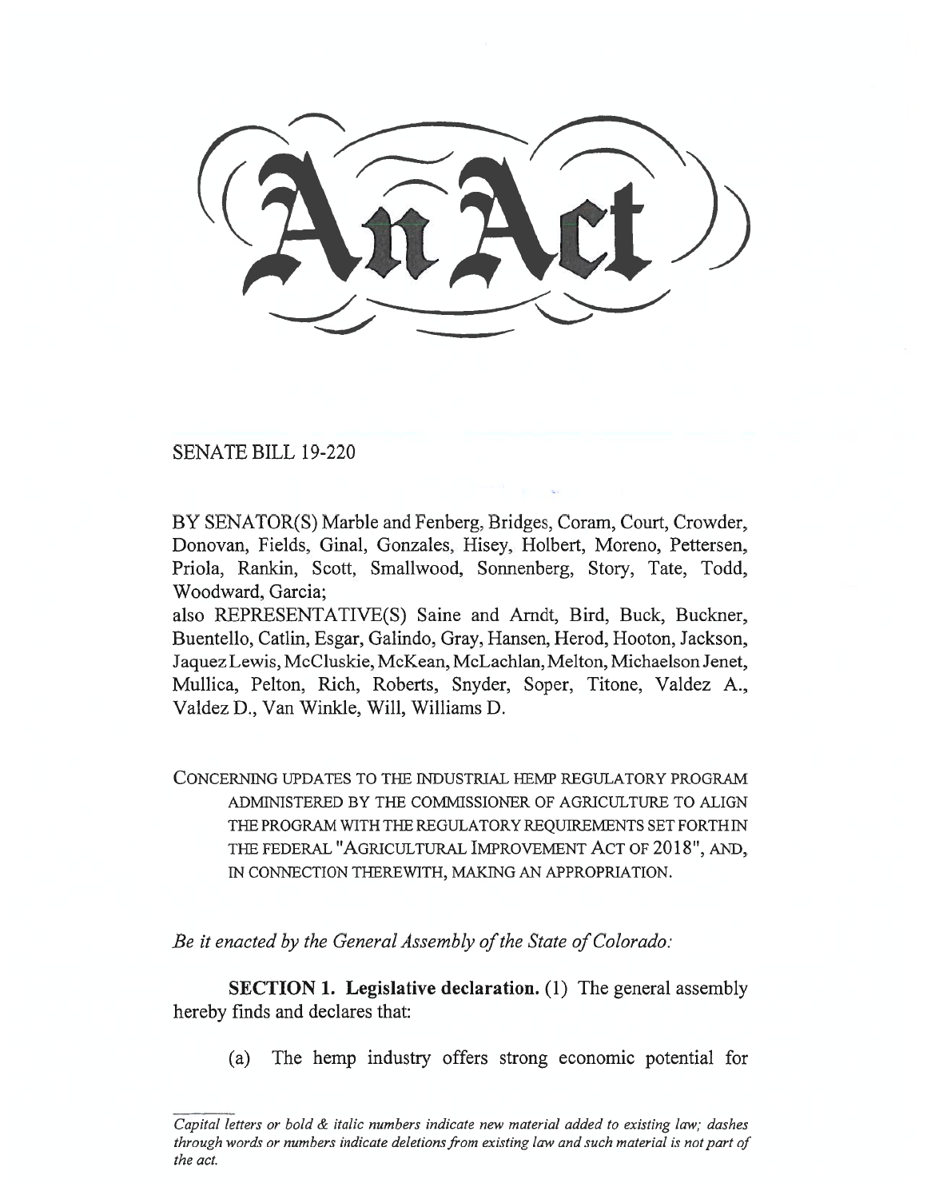# An Act

SENATE BILL 19-220

BY SENATOR(S) Marble and Fenberg, Bridges, Coram, Court, Crowder, Donovan, Fields, Ginal, Gonzales, Hisey, Holbert, Moreno, Pettersen, Priola, Rankin, Scott, Smallwood, Sonnenberg, Story, Tate, Todd, Woodward, Garcia;

also REPRESENTATIVE(S) Saine and Arndt, Bird, Buck, Buckner, Buentello, Catlin, Esgar, Galindo, Gray, Hansen, Herod, Hooton, Jackson, Jaquez Lewis, McCluskie, McKean, McLachlan, Melton, Michaelson Jenet, Mullica, Pelton, Rich, Roberts, Snyder, Soper, Titone, Valdez A., Valdez D., Van Winkle, Will, Williams D.

CONCERNING UPDATES TO THE INDUSTRIAL HEMP REGULATORY PROGRAM ADMINISTERED BY THE COMMISSIONER OF AGRICULTURE TO ALIGN THE PROGRAM WITH THE REGULATORY REQUIREMENTS SET FORTH IN THE FEDERAL "AGRICULTURAL IMPROVEMENT ACT OF 2018", AND, IN CONNECTION THEREWITH, MAKING AN APPROPRIATION.

*Be it enacted by the General Assembly of the State of Colorado:*

**SECTION 1. Legislative declaration.** (1) The general assembly hereby finds and declares that:

(a) The hemp industry offers strong economic potential for

*Capital letters or bold & italic numbers indicate new material added to existing law; dashes through words or numbers indicate deletions from existing law and such material is not part of the act.*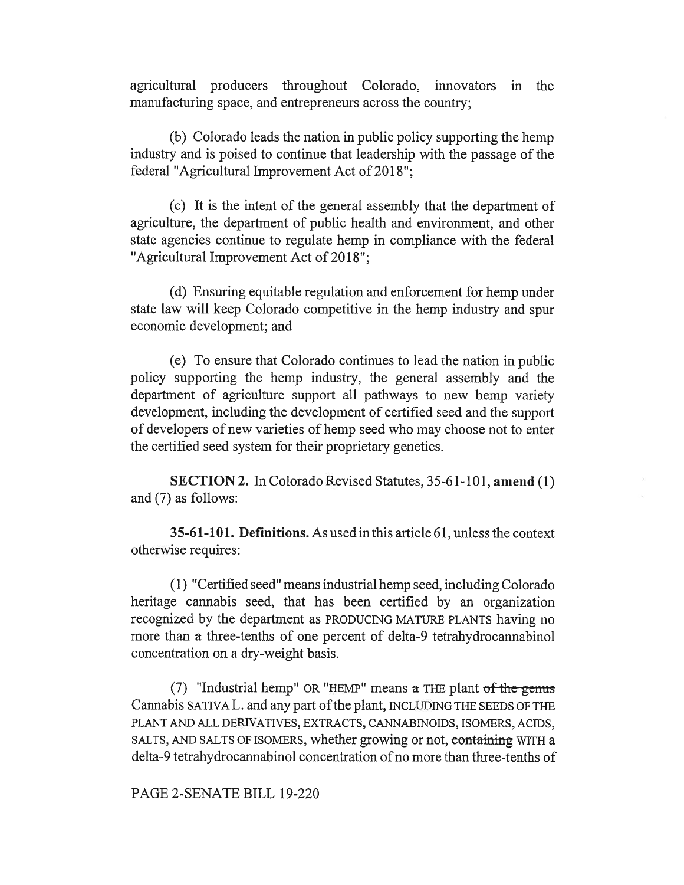agricultural producers throughout Colorado, innovators in the manufacturing space, and entrepreneurs across the country;

(b) Colorado leads the nation in public policy supporting the hemp industry and is poised to continue that leadership with the passage of the federal "Agricultural Improvement Act of 2018";

(c) It is the intent of the general assembly that the department of agriculture, the department of public health and environment, and other state agencies continue to regulate hemp in compliance with the federal "Agricultural Improvement Act of 2018";

(d) Ensuring equitable regulation and enforcement for hemp under state law will keep Colorado competitive in the hemp industry and spur economic development; and

(e) To ensure that Colorado continues to lead the nation in public policy supporting the hemp industry, the general assembly and the department of agriculture support all pathways to new hemp variety development, including the development of certified seed and the support of developers of new varieties of hemp seed who may choose not to enter the certified seed system for their proprietary genetics.

**SECTION 2.** In Colorado Revised Statutes, 35-61-101, **amend** (1) and (7) as follows:

**35-61-101. Definitions.** As used in this article 61, unless the context otherwise requires:

(1) "Certified seed" means industrial hemp seed, including Colorado heritage cannabis seed, that has been certified by an organization recognized by the department as PRODUCING MATURE PLANTS having no more than ~~a~~ three-tenths of one percent of delta-9 tetrahydrocannabinol concentration on a dry-weight basis.

(7) "Industrial hemp" OR "HEMP" means ~~a~~ THE plant ~~of the genus~~ Cannabis SATIVA L. and any part of the plant, INCLUDING THE SEEDS OF THE PLANT AND ALL DERIVATIVES, EXTRACTS, CANNABINOIDS, ISOMERS, ACIDS, SALTS, AND SALTS OF ISOMERS, whether growing or not, ~~containing~~ WITH a delta-9 tetrahydrocannabinol concentration of no more than three-tenths of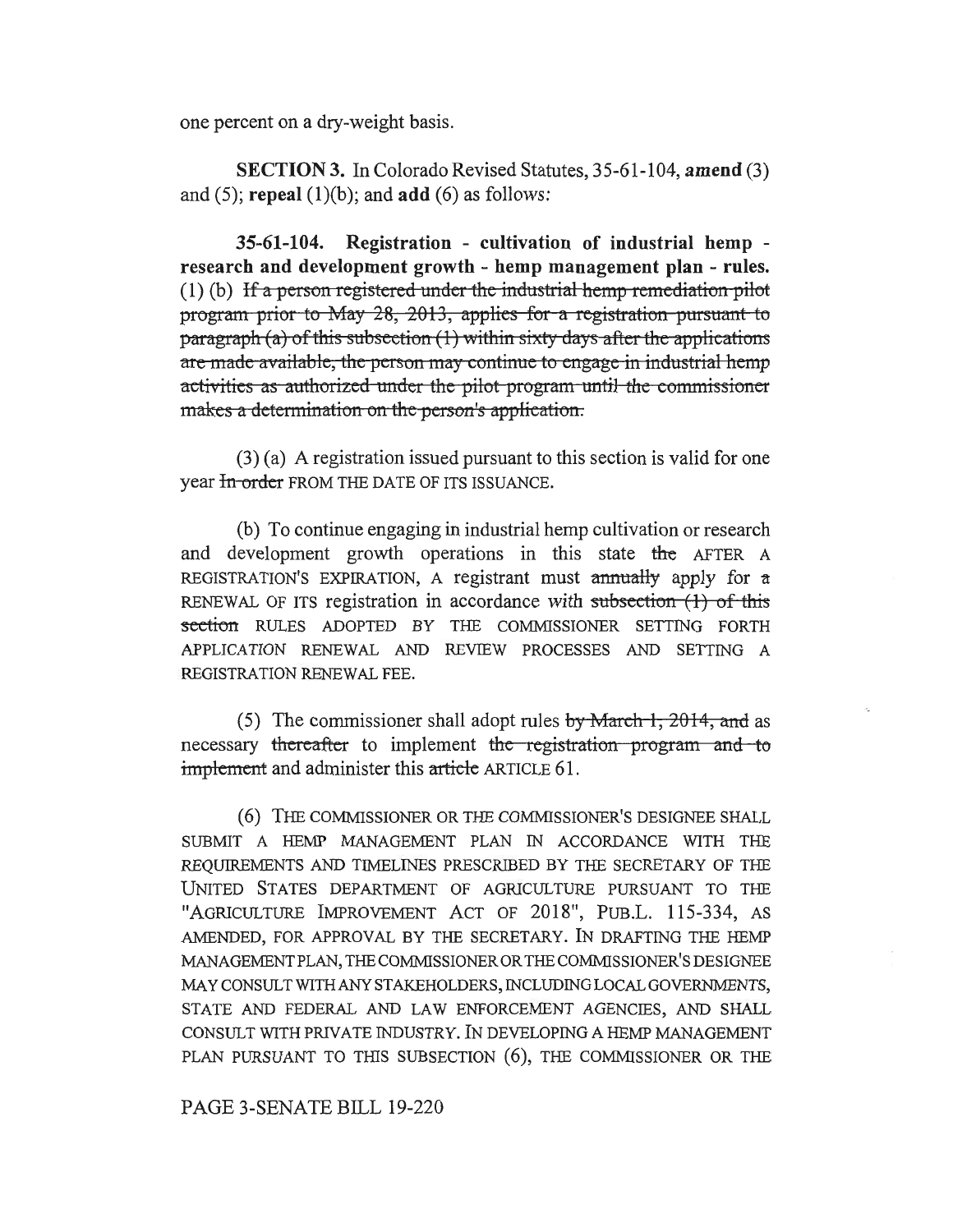one percent on a dry-weight basis.

**SECTION 3.** In Colorado Revised Statutes, 35-61-104, **amend** (3) and (5); **repeal** (1)(b); and **add** (6) as follows:

**35-61-104. Registration - cultivation of industrial hemp - research and development growth - hemp management plan - rules.** (1) (b) ~~If a person registered under the industrial hemp remediation pilot program prior to May 28, 2013, applies for a registration pursuant to paragraph (a) of this subsection (1) within sixty days after the applications are made available, the person may continue to engage in industrial hemp activities as authorized under the pilot program until the commissioner makes a determination on the person's application.~~

(3) (a) A registration issued pursuant to this section is valid for one year ~~In order~~ FROM THE DATE OF ITS ISSUANCE.

(b) To continue engaging in industrial hemp cultivation or research and development growth operations in this state ~~the~~ AFTER A REGISTRATION'S EXPIRATION, A registrant must ~~annually~~ apply for ~~a~~ RENEWAL OF ITS registration in accordance with ~~subsection (1) of this section~~ RULES ADOPTED BY THE COMMISSIONER SETTING FORTH APPLICATION RENEWAL AND REVIEW PROCESSES AND SETTING A REGISTRATION RENEWAL FEE.

(5) The commissioner shall adopt rules ~~by March 1, 2014, and~~ as necessary ~~thereafter~~ to implement ~~the registration program and to implement~~ and administer this ~~article~~ ARTICLE 61.

(6) THE COMMISSIONER OR THE COMMISSIONER'S DESIGNEE SHALL SUBMIT A HEMP MANAGEMENT PLAN IN ACCORDANCE WITH THE REQUIREMENTS AND TIMELINES PRESCRIBED BY THE SECRETARY OF THE UNITED STATES DEPARTMENT OF AGRICULTURE PURSUANT TO THE "AGRICULTURE IMPROVEMENT ACT OF 2018", PUB.L. 115-334, AS AMENDED, FOR APPROVAL BY THE SECRETARY. IN DRAFTING THE HEMP MANAGEMENT PLAN, THE COMMISSIONER OR THE COMMISSIONER'S DESIGNEE MAY CONSULT WITH ANY STAKEHOLDERS, INCLUDING LOCAL GOVERNMENTS, STATE AND FEDERAL AND LAW ENFORCEMENT AGENCIES, AND SHALL CONSULT WITH PRIVATE INDUSTRY. IN DEVELOPING A HEMP MANAGEMENT PLAN PURSUANT TO THIS SUBSECTION (6), THE COMMISSIONER OR THE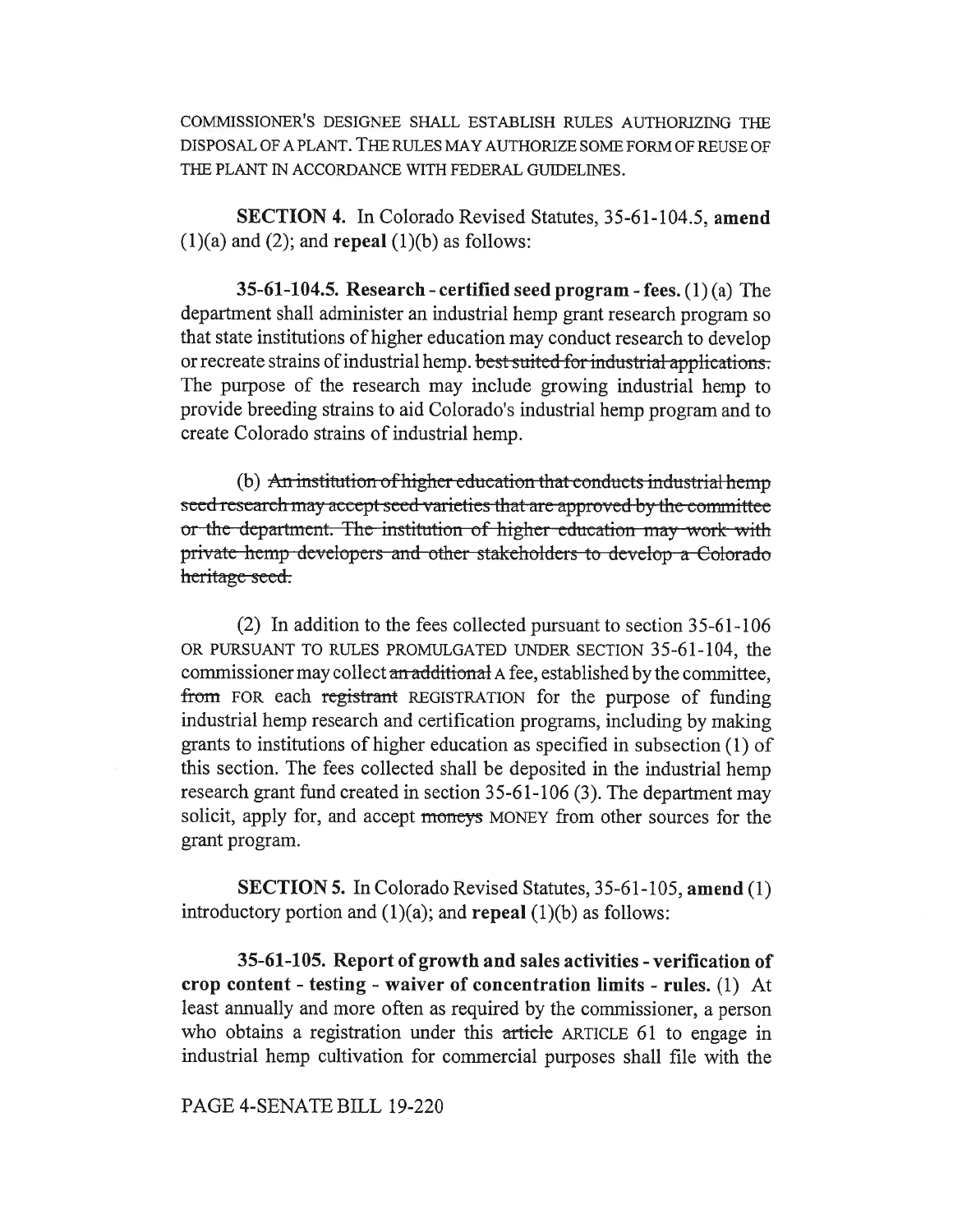COMMISSIONER'S DESIGNEE SHALL ESTABLISH RULES AUTHORIZING THE DISPOSAL OF A PLANT. THE RULES MAY AUTHORIZE SOME FORM OF REUSE OF THE PLANT IN ACCORDANCE WITH FEDERAL GUIDELINES.

**SECTION 4.** In Colorado Revised Statutes, 35-61-104.5, **amend** (1)(a) and (2); and **repeal** (1)(b) as follows:

**35-61-104.5. Research - certified seed program - fees.** (1) (a) The department shall administer an industrial hemp grant research program so that state institutions of higher education may conduct research to develop or recreate strains of industrial hemp. ~~best suited for industrial applications.~~ The purpose of the research may include growing industrial hemp to provide breeding strains to aid Colorado's industrial hemp program and to create Colorado strains of industrial hemp.

(b) ~~An institution of higher education that conducts industrial hemp seed research may accept seed varieties that are approved by the committee or the department. The institution of higher education may work with private hemp developers and other stakeholders to develop a Colorado heritage seed.~~

(2) In addition to the fees collected pursuant to section 35-61-106 OR PURSUANT TO RULES PROMULGATED UNDER SECTION 35-61-104, the commissioner may collect ~~an additional~~ A fee, established by the committee, ~~from~~ FOR each ~~registrant~~ REGISTRATION for the purpose of funding industrial hemp research and certification programs, including by making grants to institutions of higher education as specified in subsection (1) of this section. The fees collected shall be deposited in the industrial hemp research grant fund created in section 35-61-106 (3). The department may solicit, apply for, and accept ~~moneys~~ MONEY from other sources for the grant program.

**SECTION 5.** In Colorado Revised Statutes, 35-61-105, **amend** (1) introductory portion and (1)(a); and **repeal** (1)(b) as follows:

**35-61-105. Report of growth and sales activities - verification of crop content - testing - waiver of concentration limits - rules.** (1) At least annually and more often as required by the commissioner, a person who obtains a registration under this ~~article~~ ARTICLE 61 to engage in industrial hemp cultivation for commercial purposes shall file with the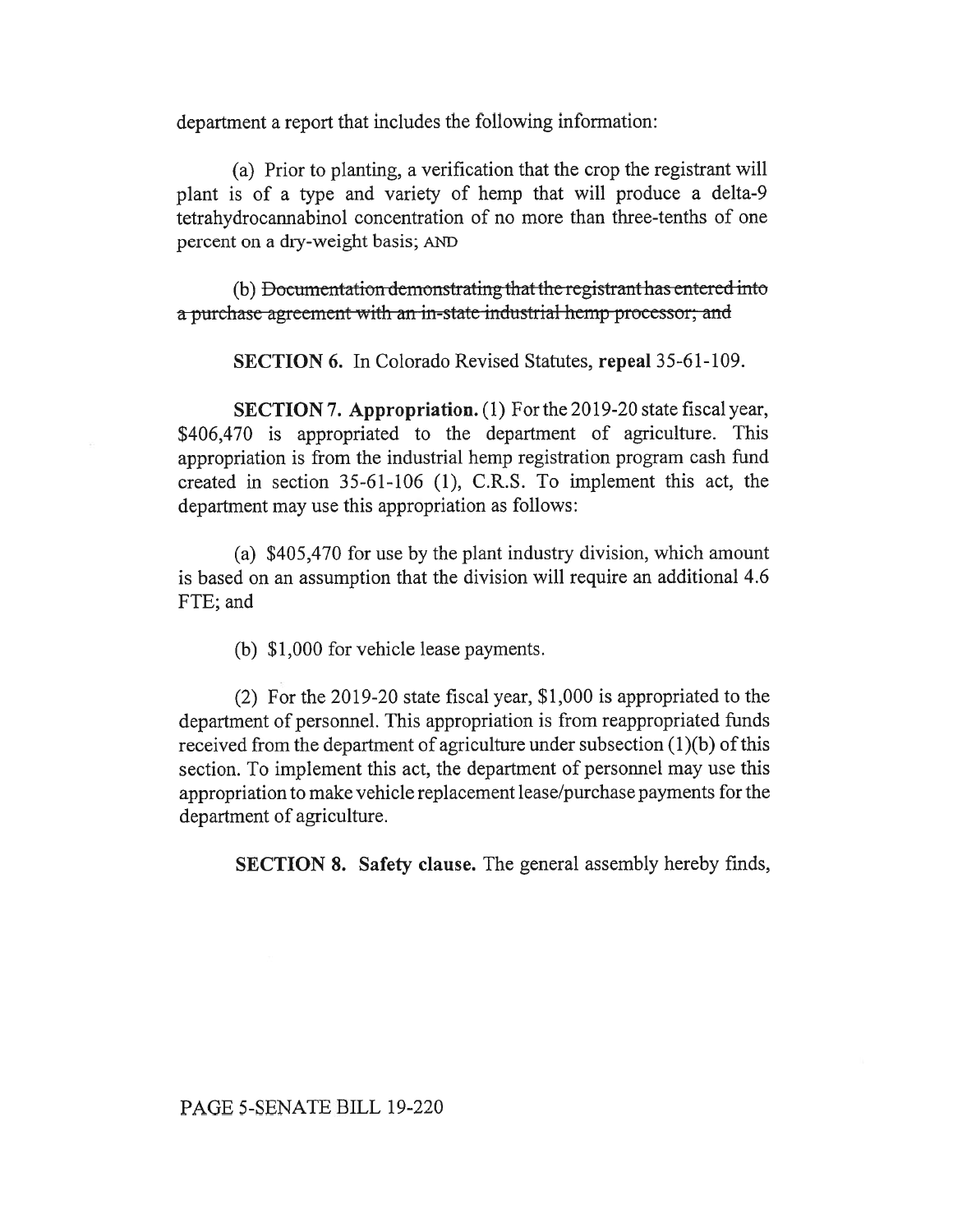department a report that includes the following information:

(a) Prior to planting, a verification that the crop the registrant will plant is of a type and variety of hemp that will produce a delta-9 tetrahydrocannabinol concentration of no more than three-tenths of one percent on a dry-weight basis; AND

(b) ~~Documentation demonstrating that the registrant has entered into a purchase agreement with an in-state industrial hemp processor; and~~

**SECTION 6.** In Colorado Revised Statutes, **repeal** 35-61-109.

**SECTION 7. Appropriation.** (1) For the 2019-20 state fiscal year, \$406,470 is appropriated to the department of agriculture. This appropriation is from the industrial hemp registration program cash fund created in section 35-61-106 (1), C.R.S. To implement this act, the department may use this appropriation as follows:

(a) \$405,470 for use by the plant industry division, which amount is based on an assumption that the division will require an additional 4.6 FTE; and

(b) \$1,000 for vehicle lease payments.

(2) For the 2019-20 state fiscal year, \$1,000 is appropriated to the department of personnel. This appropriation is from reappropriated funds received from the department of agriculture under subsection (1)(b) of this section. To implement this act, the department of personnel may use this appropriation to make vehicle replacement lease/purchase payments for the department of agriculture.

**SECTION 8. Safety clause.** The general assembly hereby finds,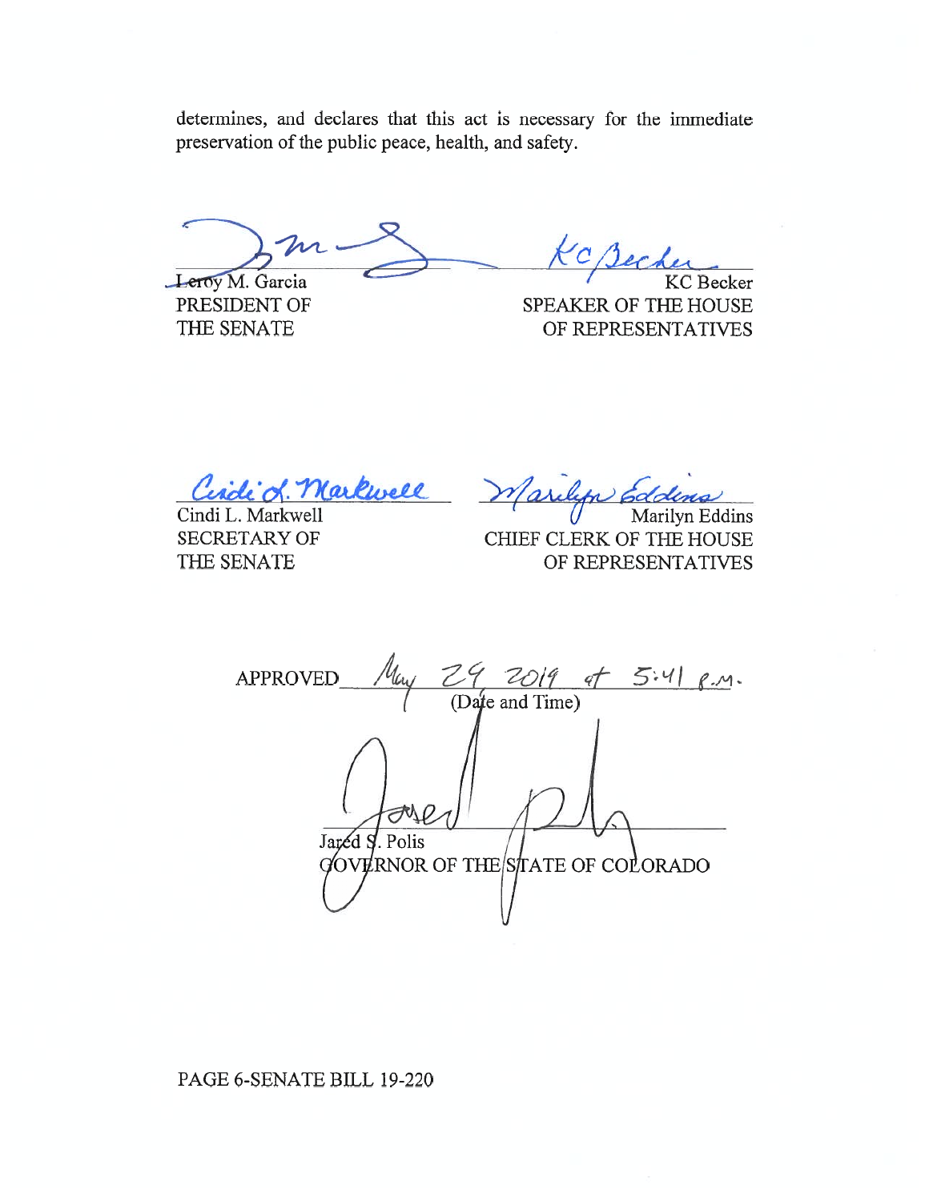determines, and declares that this act is necessary for the immediate preservation of the public peace, health, and safety.

Leroy M. Garcia
PRESIDENT OF
THE SENATE

KC Becker
SPEAKER OF THE HOUSE
OF REPRESENTATIVES

Cindi L. Markwell
SECRETARY OF
THE SENATE

Marilyn Eddins
CHIEF CLERK OF THE HOUSE
OF REPRESENTATIVES

APPROVED May 29 2019 at 5:41 p.m.
(Date and Time)

Jared S. Polis
GOVERNOR OF THE STATE OF COLORADO

PAGE 6-SENATE BILL 19-220